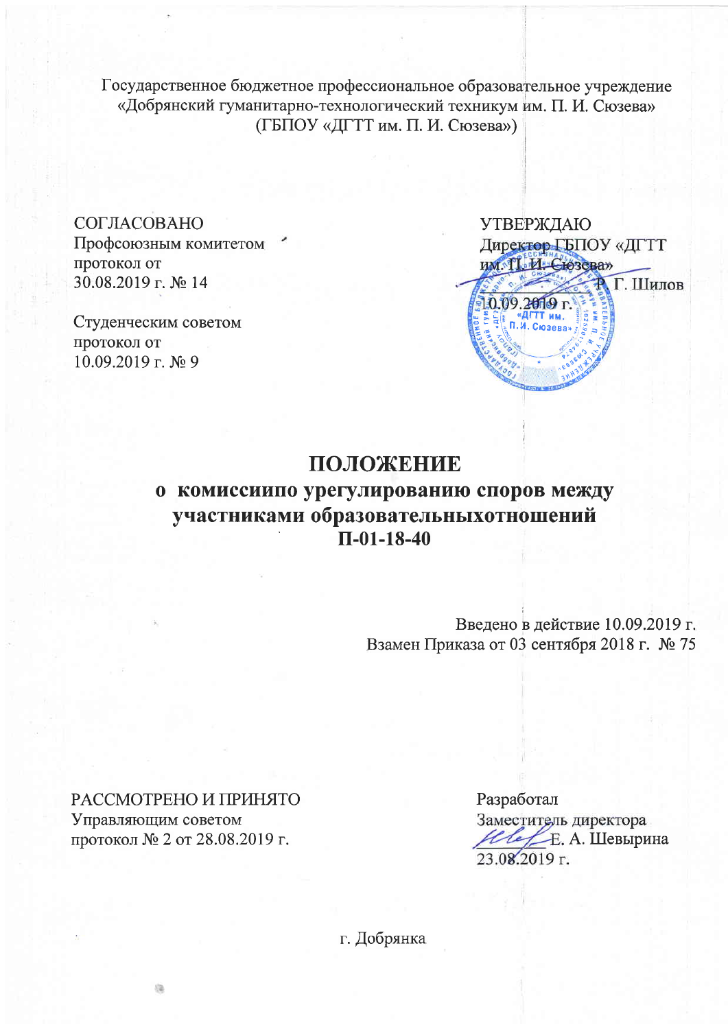Государственное бюджетное профессиональное образовательное учреждение
«Добрянский гуманитарно-технологический техникум им. П. И. Сюзева»
(ГБПОУ «ДГТТ им. П. И. Сюзева»)

СОГЛАСОВАНО
Профсоюзным комитетом
протокол от
30.08.2019 г. № 14

Студенческим советом
протокол от
10.09.2019 г. № 9

УТВЕРЖДАЮ
Директор ГБПОУ «ДГТТ им. П. И. Сюзева»
_________ Р. Г. Шилов
10.09.2019 г.

# ПОЛОЖЕНИЕ
## о комиссиипо урегулированию споров между участниками образовательныхотношений
## П-01-18-40

Введено в действие 10.09.2019 г.
Взамен Приказа от 03 сентября 2018 г. № 75

РАССМОТРЕНО И ПРИНЯТО
Управляющим советом
протокол № 2 от 28.08.2019 г.

Разработал
Заместитель директора
_________ Е. А. Шевырина
23.08.2019 г.

г. Добрянка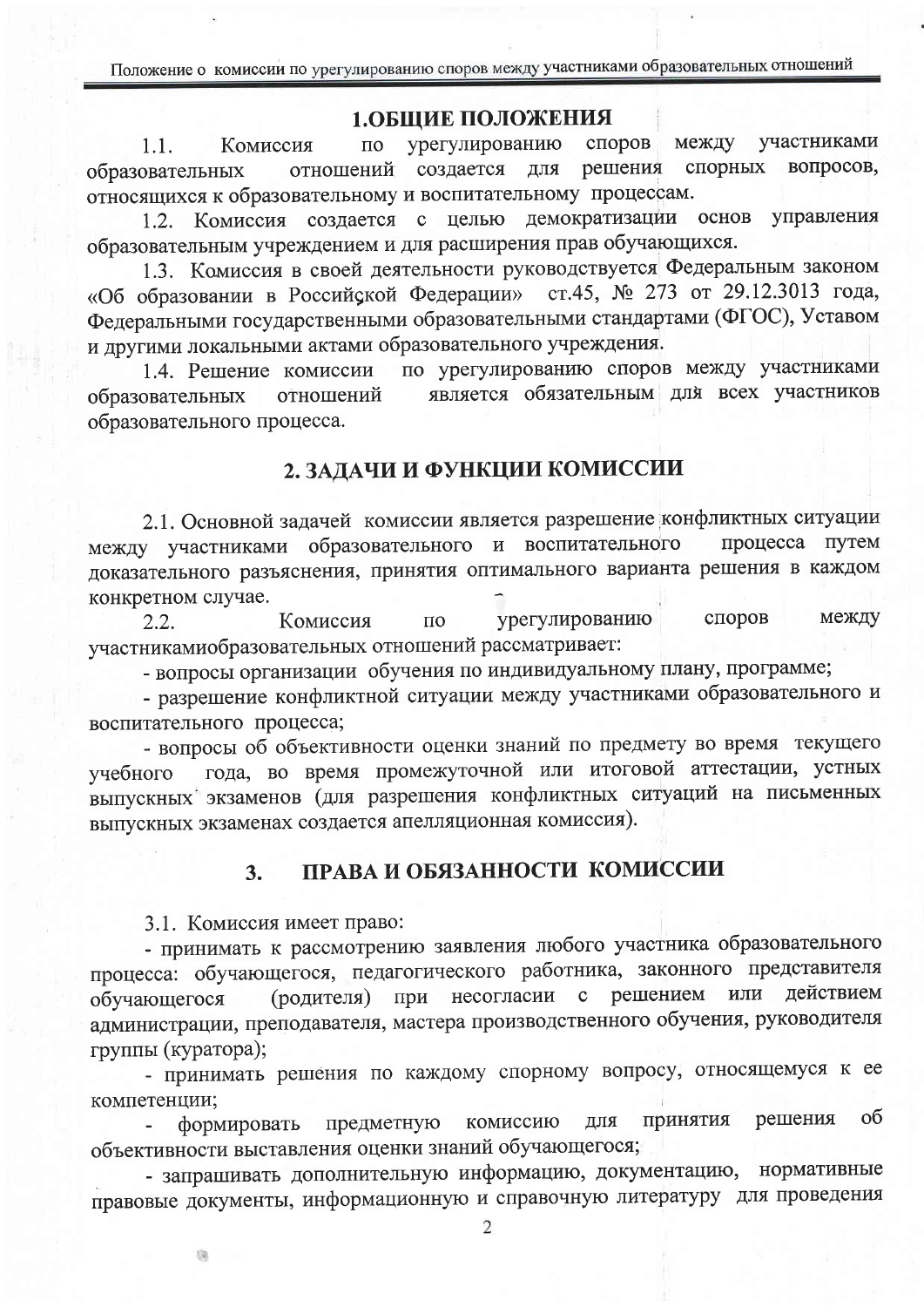## 1.ОБЩИЕ ПОЛОЖЕНИЯ

1.1. Комиссия по урегулированию споров между участниками образовательных отношений создается для решения спорных вопросов, относящихся к образовательному и воспитательному процессам.

1.2. Комиссия создается с целью демократизации основ управления образовательным учреждением и для расширения прав обучающихся.

1.3. Комиссия в своей деятельности руководствуется Федеральным законом «Об образовании в Российской Федерации» ст.45, № 273 от 29.12.3013 года, Федеральными государственными образовательными стандартами (ФГОС), Уставом и другими локальными актами образовательного учреждения.

1.4. Решение комиссии по урегулированию споров между участниками образовательных отношений является обязательным для всех участников образовательного процесса.

## 2. ЗАДАЧИ И ФУНКЦИИ КОМИССИИ

2.1. Основной задачей комиссии является разрешение конфликтных ситуации между участниками образовательного и воспитательного процесса путем доказательного разъяснения, принятия оптимального варианта решения в каждом конкретном случае.

2.2. Комиссия по урегулированию споров между участникамиобразовательных отношений рассматривает:

- вопросы организации обучения по индивидуальному плану, программе;
- разрешение конфликтной ситуации между участниками образовательного и воспитательного процесса;
- вопросы об объективности оценки знаний по предмету во время текущего учебного года, во время промежуточной или итоговой аттестации, устных выпускных экзаменов (для разрешения конфликтных ситуаций на письменных выпускных экзаменах создается апелляционная комиссия).

## 3. ПРАВА И ОБЯЗАННОСТИ КОМИССИИ

3.1. Комиссия имеет право:

- принимать к рассмотрению заявления любого участника образовательного процесса: обучающегося, педагогического работника, законного представителя обучающегося (родителя) при несогласии с решением или действием администрации, преподавателя, мастера производственного обучения, руководителя группы (куратора);
- принимать решения по каждому спорному вопросу, относящемуся к ее компетенции;
- формировать предметную комиссию для принятия решения об объективности выставления оценки знаний обучающегося;
- запрашивать дополнительную информацию, документацию, нормативные правовые документы, информационную и справочную литературу для проведения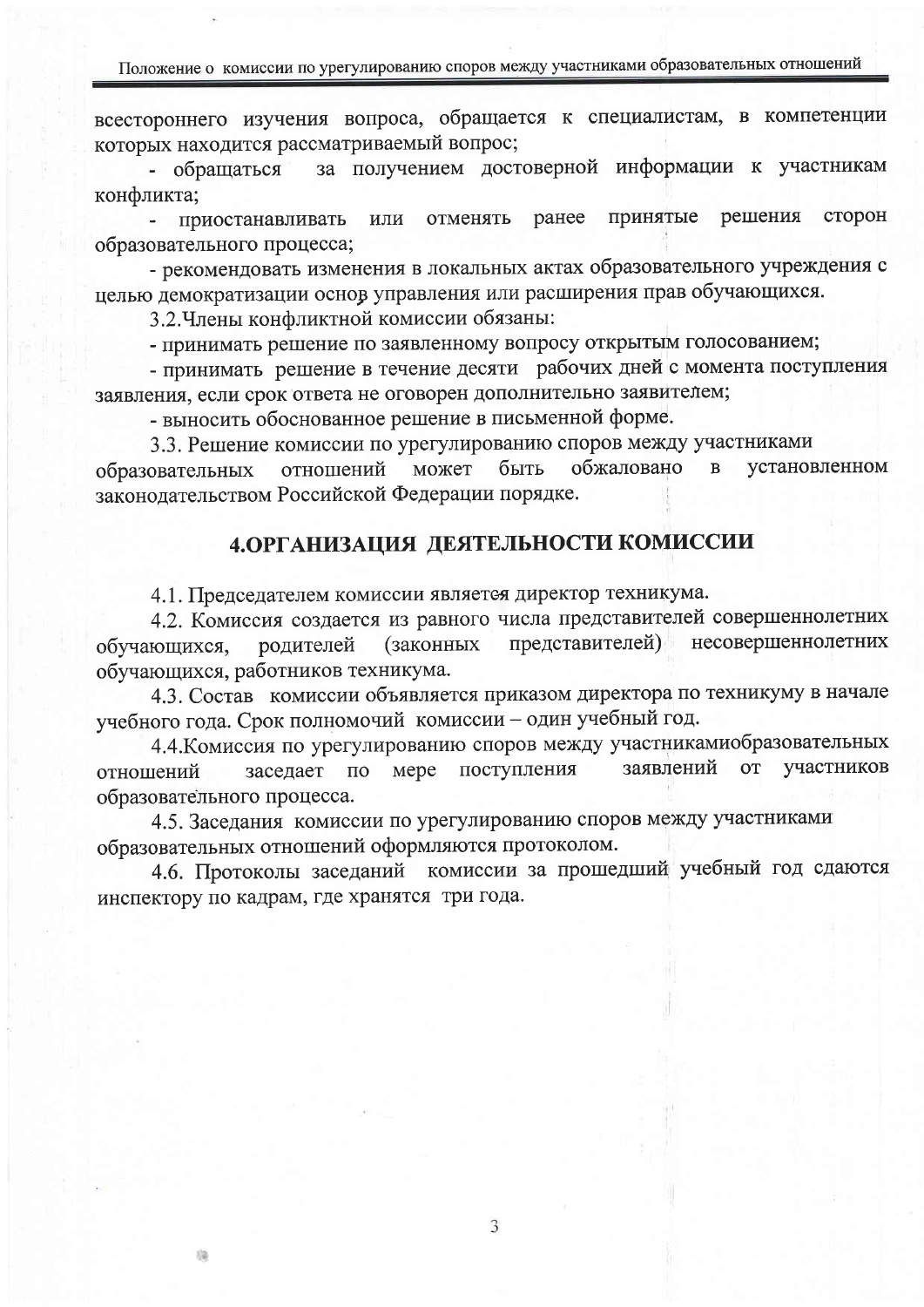всестороннего изучения вопроса, обращается к специалистам, в компетенции которых находится рассматриваемый вопрос;

- обращаться за получением достоверной информации к участникам конфликта;
- приостанавливать или отменять ранее принятые решения сторон образовательного процесса;
- рекомендовать изменения в локальных актах образовательного учреждения с целью демократизации основ управления или расширения прав обучающихся.

3.2.Члены конфликтной комиссии обязаны:

- принимать решение по заявленному вопросу открытым голосованием;
- принимать решение в течение десяти рабочих дней с момента поступления заявления, если срок ответа не оговорен дополнительно заявителем;
- выносить обоснованное решение в письменной форме.

3.3. Решение комиссии по урегулированию споров между участниками образовательных отношений может быть обжаловано в установленном законодательством Российской Федерации порядке.

## 4.ОРГАНИЗАЦИЯ ДЕЯТЕЛЬНОСТИ КОМИССИИ

4.1. Председателем комиссии является директор техникума.

4.2. Комиссия создается из равного числа представителей совершеннолетних обучающихся, родителей (законных представителей) несовершеннолетних обучающихся, работников техникума.

4.3. Состав комиссии объявляется приказом директора по техникуму в начале учебного года. Срок полномочий комиссии – один учебный год.

4.4.Комиссия по урегулированию споров между участникамиобразовательных отношений заседает по мере поступления заявлений от участников образовательного процесса.

4.5. Заседания комиссии по урегулированию споров между участниками образовательных отношений оформляются протоколом.

4.6. Протоколы заседаний комиссии за прошедший учебный год сдаются инспектору по кадрам, где хранятся три года.